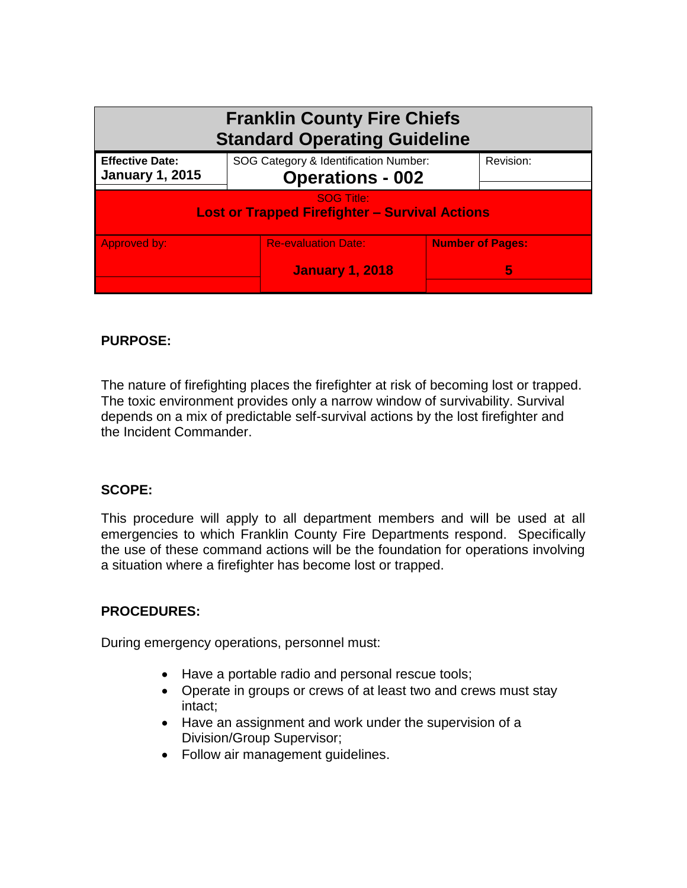| Franklin County Fire Chiefs Standard Operating Guideline | | |
|---|---|---|
| **Effective Date:** **January 1, 2015** | SOG Category & Identification Number: **Operations - 002** | Revision: |
| SOG Title: **Lost or Trapped Firefighter – Survival Actions** | | |
| Approved by: | Re-evaluation Date: **January 1, 2018** | **Number of Pages:** **5** |

**PURPOSE:**

The nature of firefighting places the firefighter at risk of becoming lost or trapped. The toxic environment provides only a narrow window of survivability. Survival depends on a mix of predictable self-survival actions by the lost firefighter and the Incident Commander.

**SCOPE:**

This procedure will apply to all department members and will be used at all emergencies to which Franklin County Fire Departments respond. Specifically the use of these command actions will be the foundation for operations involving a situation where a firefighter has become lost or trapped.

**PROCEDURES:**

During emergency operations, personnel must:

- Have a portable radio and personal rescue tools;
- Operate in groups or crews of at least two and crews must stay intact;
- Have an assignment and work under the supervision of a Division/Group Supervisor;
- Follow air management guidelines.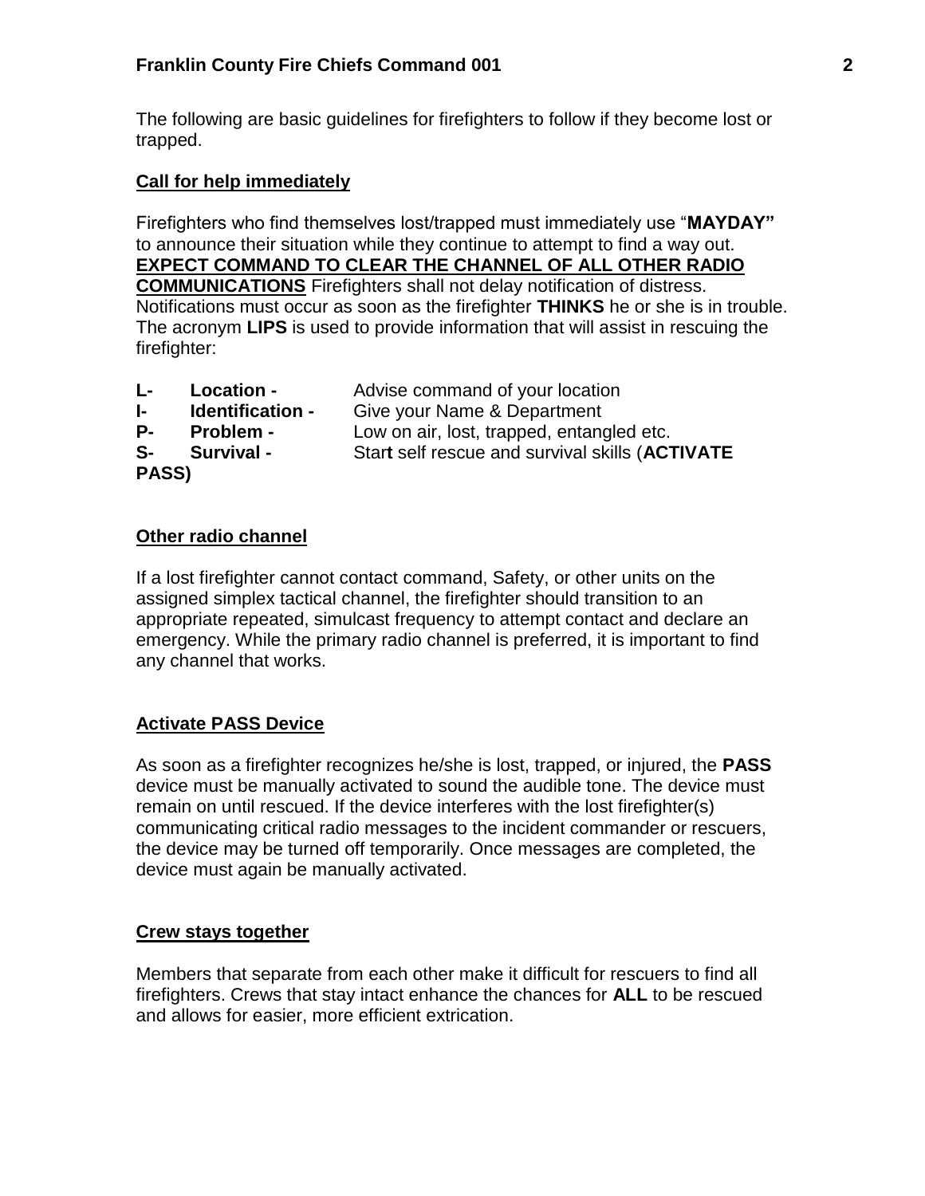The following are basic guidelines for firefighters to follow if they become lost or trapped.

## Call for help immediately

Firefighters who find themselves lost/trapped must immediately use "**MAYDAY"** to announce their situation while they continue to attempt to find a way out. **EXPECT COMMAND TO CLEAR THE CHANNEL OF ALL OTHER RADIO COMMUNICATIONS** Firefighters shall not delay notification of distress. Notifications must occur as soon as the firefighter **THINKS** he or she is in trouble. The acronym **LIPS** is used to provide information that will assist in rescuing the firefighter:

**L- Location -** Advise command of your location
**I- Identification -** Give your Name & Department
**P- Problem -** Low on air, lost, trapped, entangled etc.
**S- Survival -** Star**t** self rescue and survival skills (**ACTIVATE PASS)**

## Other radio channel

If a lost firefighter cannot contact command, Safety, or other units on the assigned simplex tactical channel, the firefighter should transition to an appropriate repeated, simulcast frequency to attempt contact and declare an emergency. While the primary radio channel is preferred, it is important to find any channel that works.

## Activate PASS Device

As soon as a firefighter recognizes he/she is lost, trapped, or injured, the **PASS** device must be manually activated to sound the audible tone. The device must remain on until rescued. If the device interferes with the lost firefighter(s) communicating critical radio messages to the incident commander or rescuers, the device may be turned off temporarily. Once messages are completed, the device must again be manually activated.

## Crew stays together

Members that separate from each other make it difficult for rescuers to find all firefighters. Crews that stay intact enhance the chances for **ALL** to be rescued and allows for easier, more efficient extrication.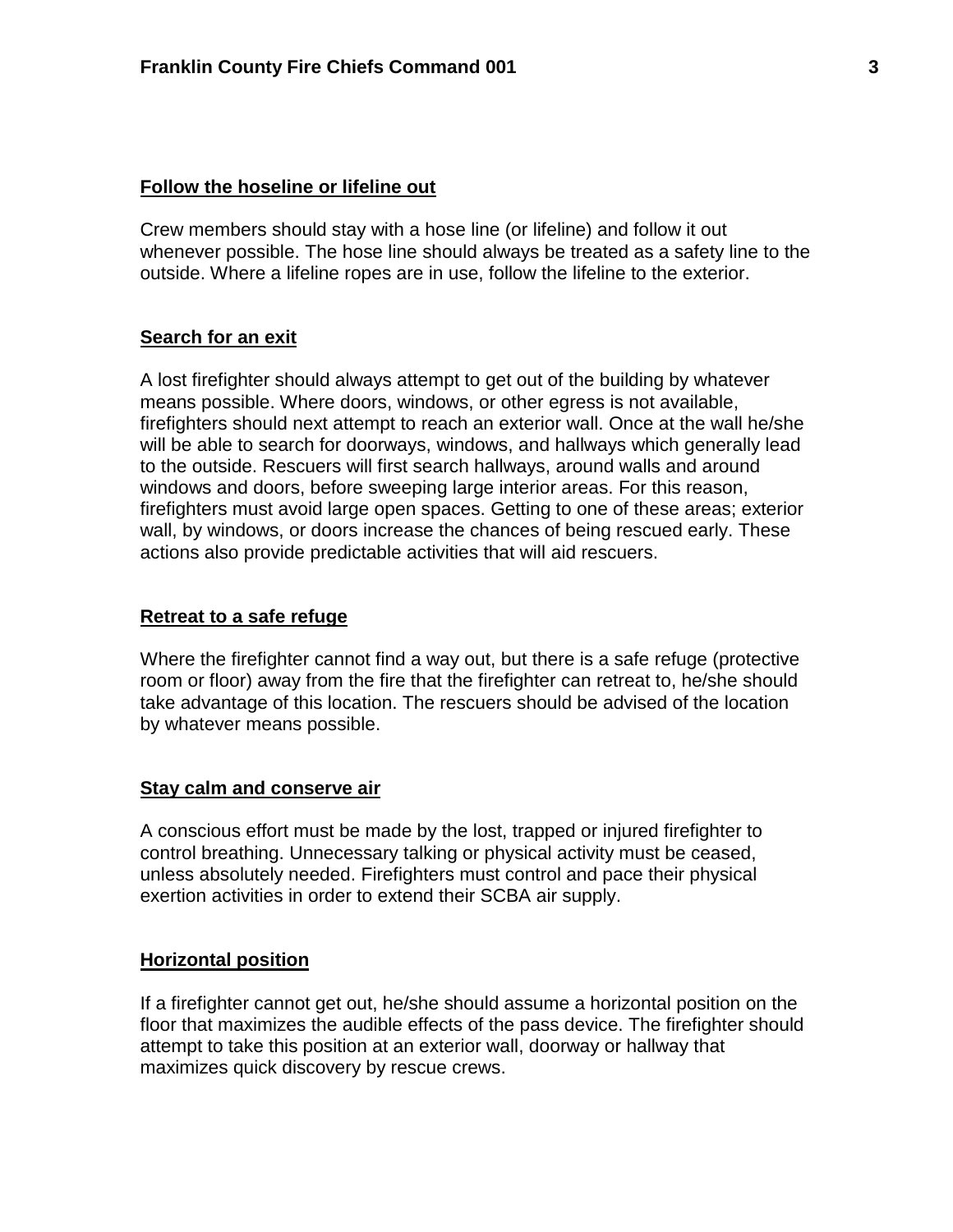**Follow the hoseline or lifeline out**

Crew members should stay with a hose line (or lifeline) and follow it out whenever possible. The hose line should always be treated as a safety line to the outside. Where a lifeline ropes are in use, follow the lifeline to the exterior.

**Search for an exit**

A lost firefighter should always attempt to get out of the building by whatever means possible. Where doors, windows, or other egress is not available, firefighters should next attempt to reach an exterior wall. Once at the wall he/she will be able to search for doorways, windows, and hallways which generally lead to the outside. Rescuers will first search hallways, around walls and around windows and doors, before sweeping large interior areas. For this reason, firefighters must avoid large open spaces. Getting to one of these areas; exterior wall, by windows, or doors increase the chances of being rescued early. These actions also provide predictable activities that will aid rescuers.

**Retreat to a safe refuge**

Where the firefighter cannot find a way out, but there is a safe refuge (protective room or floor) away from the fire that the firefighter can retreat to, he/she should take advantage of this location. The rescuers should be advised of the location by whatever means possible.

**Stay calm and conserve air**

A conscious effort must be made by the lost, trapped or injured firefighter to control breathing. Unnecessary talking or physical activity must be ceased, unless absolutely needed. Firefighters must control and pace their physical exertion activities in order to extend their SCBA air supply.

**Horizontal position**

If a firefighter cannot get out, he/she should assume a horizontal position on the floor that maximizes the audible effects of the pass device. The firefighter should attempt to take this position at an exterior wall, doorway or hallway that maximizes quick discovery by rescue crews.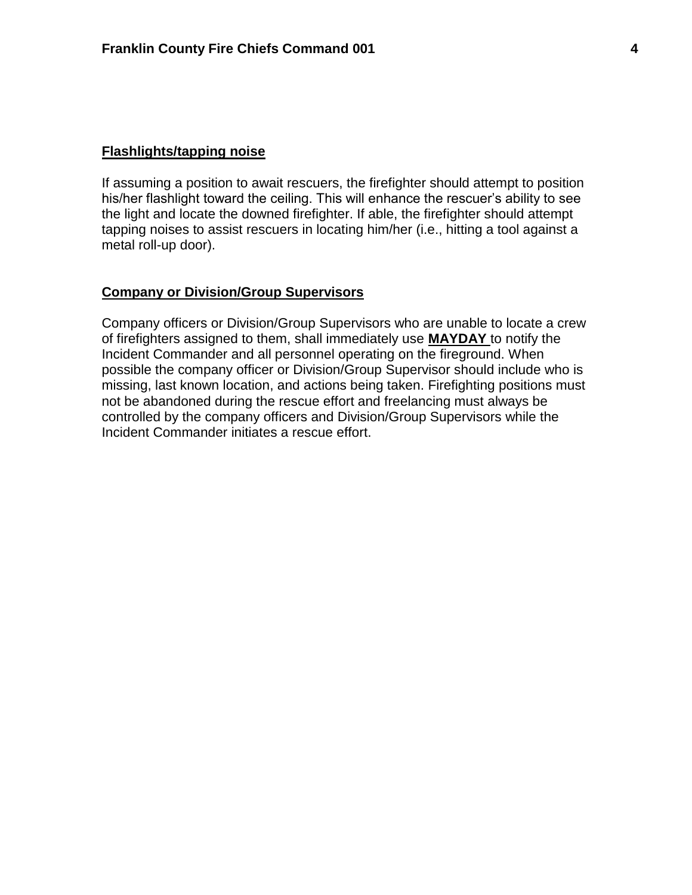**Flashlights/tapping noise**

If assuming a position to await rescuers, the firefighter should attempt to position his/her flashlight toward the ceiling. This will enhance the rescuer's ability to see the light and locate the downed firefighter. If able, the firefighter should attempt tapping noises to assist rescuers in locating him/her (i.e., hitting a tool against a metal roll-up door).

**Company or Division/Group Supervisors**

Company officers or Division/Group Supervisors who are unable to locate a crew of firefighters assigned to them, shall immediately use **MAYDAY** to notify the Incident Commander and all personnel operating on the fireground. When possible the company officer or Division/Group Supervisor should include who is missing, last known location, and actions being taken. Firefighting positions must not be abandoned during the rescue effort and freelancing must always be controlled by the company officers and Division/Group Supervisors while the Incident Commander initiates a rescue effort.